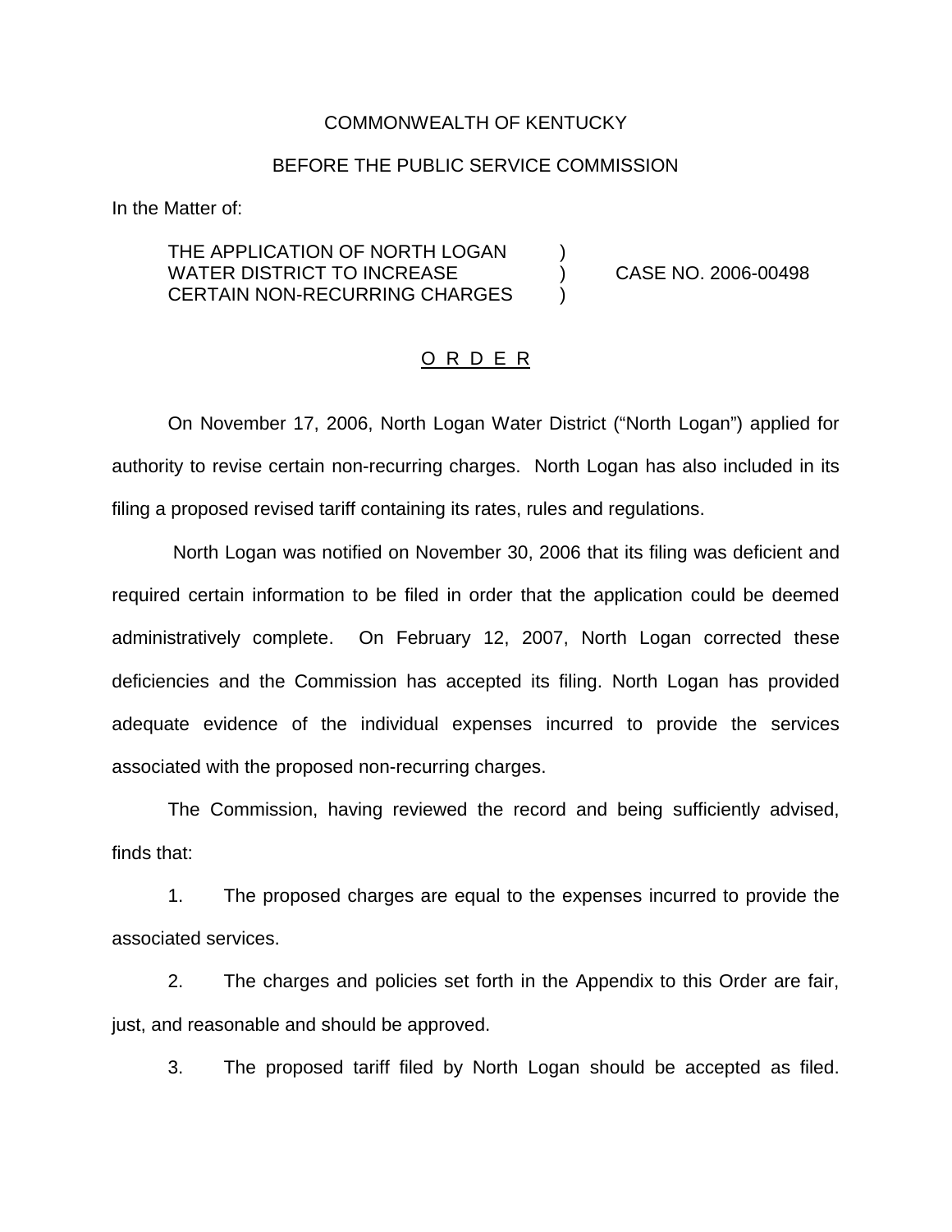COMMONWEALTH OF KENTUCKY

BEFORE THE PUBLIC SERVICE COMMISSION

In the Matter of:

THE APPLICATION OF NORTH LOGAN WATER DISTRICT TO INCREASE CERTAIN NON-RECURRING CHARGES ) CASE NO. 2006-00498

## ORDER

On November 17, 2006, North Logan Water District ("North Logan") applied for authority to revise certain non-recurring charges. North Logan has also included in its filing a proposed revised tariff containing its rates, rules and regulations.

North Logan was notified on November 30, 2006 that its filing was deficient and required certain information to be filed in order that the application could be deemed administratively complete. On February 12, 2007, North Logan corrected these deficiencies and the Commission has accepted its filing. North Logan has provided adequate evidence of the individual expenses incurred to provide the services associated with the proposed non-recurring charges.

The Commission, having reviewed the record and being sufficiently advised, finds that:

1. The proposed charges are equal to the expenses incurred to provide the associated services.

2. The charges and policies set forth in the Appendix to this Order are fair, just, and reasonable and should be approved.

3. The proposed tariff filed by North Logan should be accepted as filed.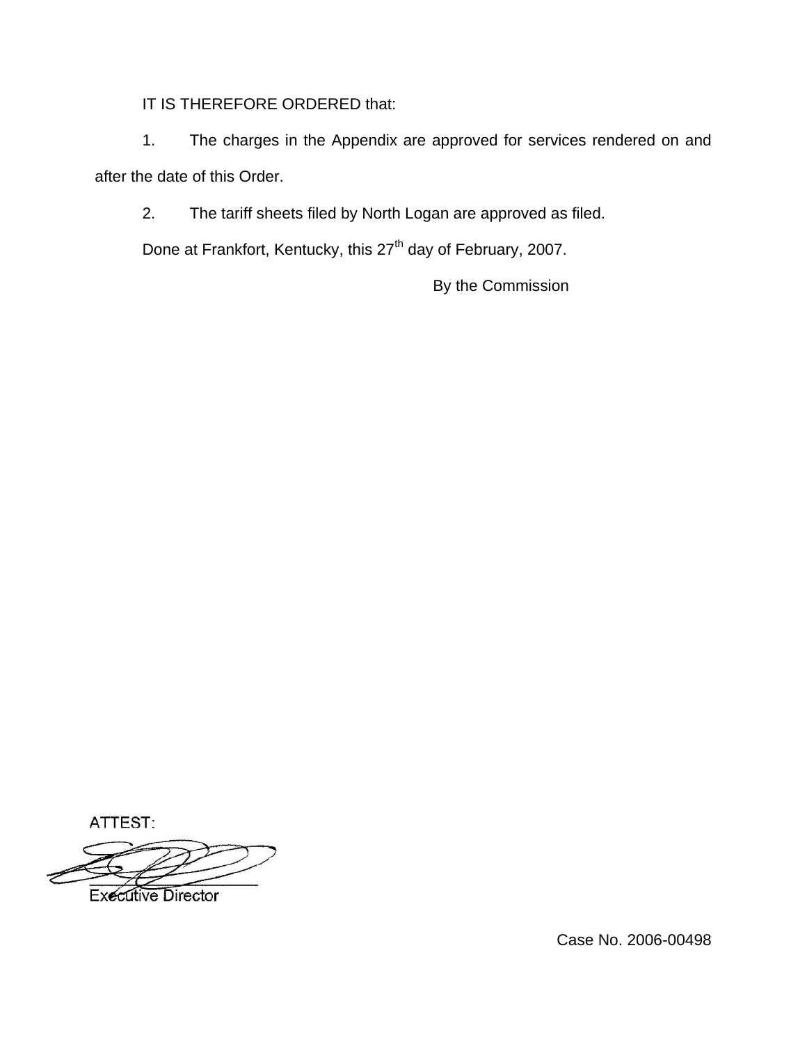IT IS THEREFORE ORDERED that:

1. The charges in the Appendix are approved for services rendered on and after the date of this Order.

2. The tariff sheets filed by North Logan are approved as filed.

Done at Frankfort, Kentucky, this 27th day of February, 2007.

By the Commission

ATTEST:

Executive Director

Case No. 2006-00498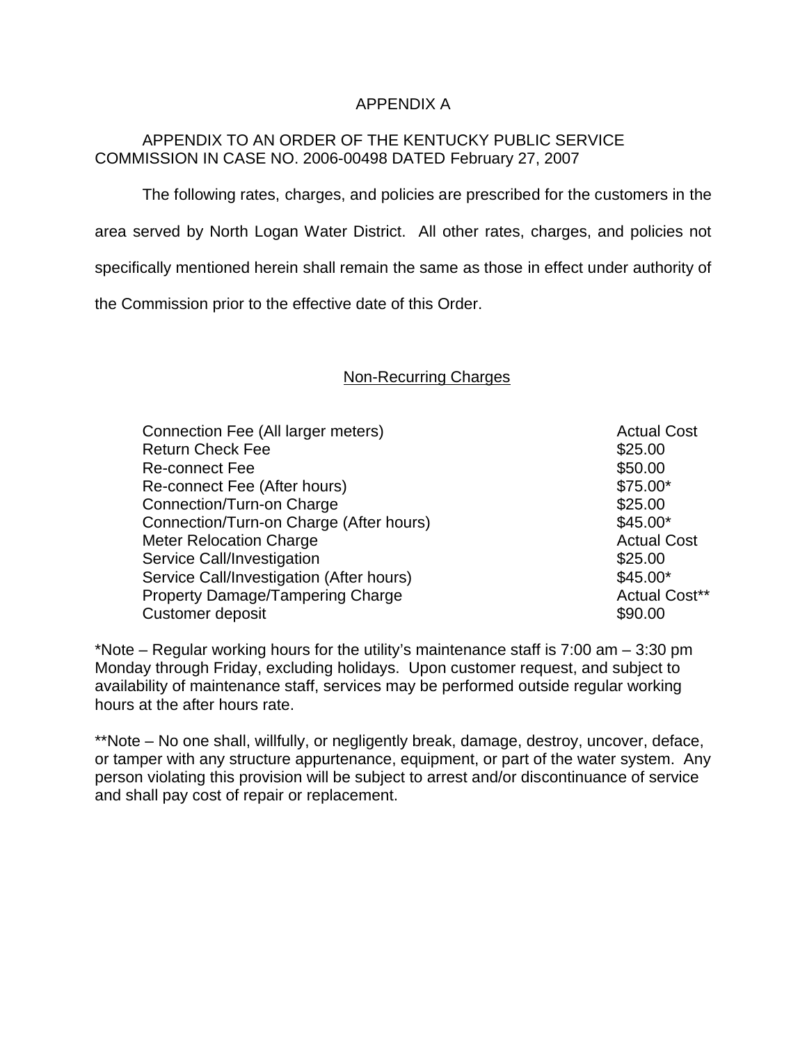# APPENDIX A

APPENDIX TO AN ORDER OF THE KENTUCKY PUBLIC SERVICE COMMISSION IN CASE NO. 2006-00498 DATED February 27, 2007

The following rates, charges, and policies are prescribed for the customers in the area served by North Logan Water District. All other rates, charges, and policies not specifically mentioned herein shall remain the same as those in effect under authority of the Commission prior to the effective date of this Order.

## Non-Recurring Charges

| | |
|---|---|
| Connection Fee (All larger meters) | Actual Cost |
| Return Check Fee | $25.00 |
| Re-connect Fee | $50.00 |
| Re-connect Fee (After hours) | $75.00* |
| Connection/Turn-on Charge | $25.00 |
| Connection/Turn-on Charge (After hours) | $45.00* |
| Meter Relocation Charge | Actual Cost |
| Service Call/Investigation | $25.00 |
| Service Call/Investigation (After hours) | $45.00* |
| Property Damage/Tampering Charge | Actual Cost** |
| Customer deposit | $90.00 |

*Note – Regular working hours for the utility's maintenance staff is 7:00 am – 3:30 pm Monday through Friday, excluding holidays. Upon customer request, and subject to availability of maintenance staff, services may be performed outside regular working hours at the after hours rate.

**Note – No one shall, willfully, or negligently break, damage, destroy, uncover, deface, or tamper with any structure appurtenance, equipment, or part of the water system. Any person violating this provision will be subject to arrest and/or discontinuance of service and shall pay cost of repair or replacement.